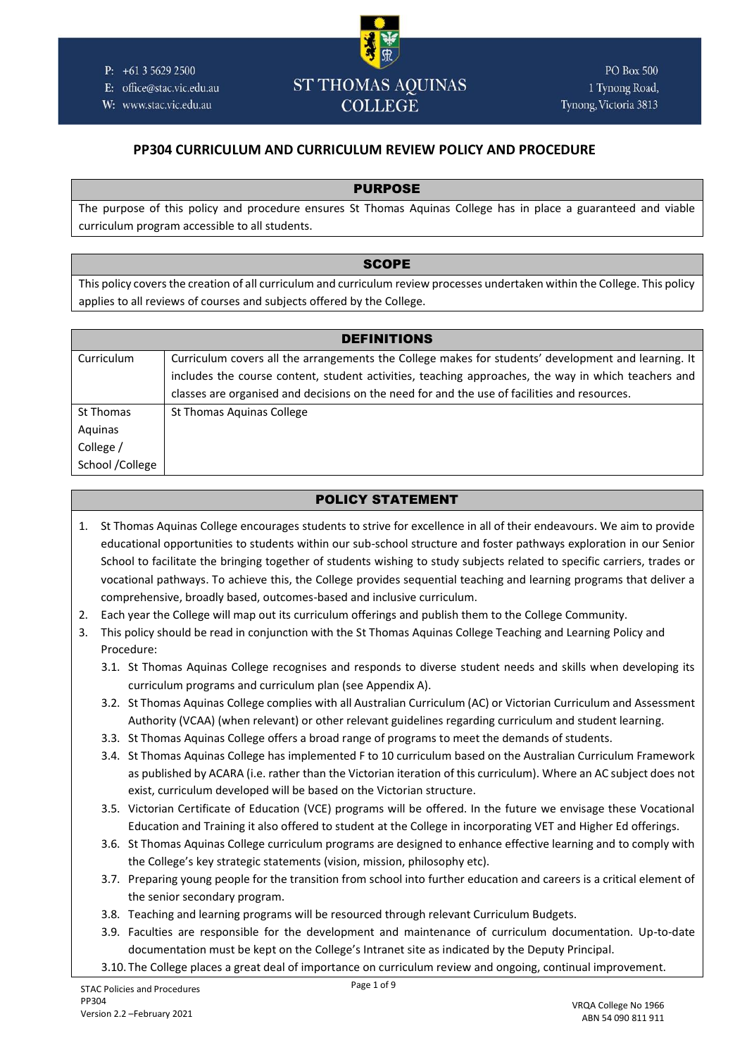ST THOMAS AQUINAS COLLEGE

P: +61 3 5629 2500
E: office@stac.vic.edu.au
W: www.stac.vic.edu.au

PO Box 500
1 Tynong Road,
Tynong, Victoria 3813

# PP304 CURRICULUM AND CURRICULUM REVIEW POLICY AND PROCEDURE

## PURPOSE

The purpose of this policy and procedure ensures St Thomas Aquinas College has in place a guaranteed and viable curriculum program accessible to all students.

## SCOPE

This policy covers the creation of all curriculum and curriculum review processes undertaken within the College. This policy applies to all reviews of courses and subjects offered by the College.

## DEFINITIONS

| Term | Definition |
| --- | --- |
| Curriculum | Curriculum covers all the arrangements the College makes for students' development and learning. It includes the course content, student activities, teaching approaches, the way in which teachers and classes are organised and decisions on the need for and the use of facilities and resources. |
| St Thomas Aquinas College / School /College | St Thomas Aquinas College |

## POLICY STATEMENT

1. St Thomas Aquinas College encourages students to strive for excellence in all of their endeavours. We aim to provide educational opportunities to students within our sub-school structure and foster pathways exploration in our Senior School to facilitate the bringing together of students wishing to study subjects related to specific carriers, trades or vocational pathways. To achieve this, the College provides sequential teaching and learning programs that deliver a comprehensive, broadly based, outcomes-based and inclusive curriculum.
2. Each year the College will map out its curriculum offerings and publish them to the College Community.
3. This policy should be read in conjunction with the St Thomas Aquinas College Teaching and Learning Policy and Procedure:
   - 3.1. St Thomas Aquinas College recognises and responds to diverse student needs and skills when developing its curriculum programs and curriculum plan (see Appendix A).
   - 3.2. St Thomas Aquinas College complies with all Australian Curriculum (AC) or Victorian Curriculum and Assessment Authority (VCAA) (when relevant) or other relevant guidelines regarding curriculum and student learning.
   - 3.3. St Thomas Aquinas College offers a broad range of programs to meet the demands of students.
   - 3.4. St Thomas Aquinas College has implemented F to 10 curriculum based on the Australian Curriculum Framework as published by ACARA (i.e. rather than the Victorian iteration of this curriculum). Where an AC subject does not exist, curriculum developed will be based on the Victorian structure.
   - 3.5. Victorian Certificate of Education (VCE) programs will be offered. In the future we envisage these Vocational Education and Training it also offered to student at the College in incorporating VET and Higher Ed offerings.
   - 3.6. St Thomas Aquinas College curriculum programs are designed to enhance effective learning and to comply with the College's key strategic statements (vision, mission, philosophy etc).
   - 3.7. Preparing young people for the transition from school into further education and careers is a critical element of the senior secondary program.
   - 3.8. Teaching and learning programs will be resourced through relevant Curriculum Budgets.
   - 3.9. Faculties are responsible for the development and maintenance of curriculum documentation. Up-to-date documentation must be kept on the College's Intranet site as indicated by the Deputy Principal.
   - 3.10. The College places a great deal of importance on curriculum review and ongoing, continual improvement.

STAC Policies and Procedures
PP304
Version 2.2 –February 2021

VRQA College No 1966
ABN 54 090 811 911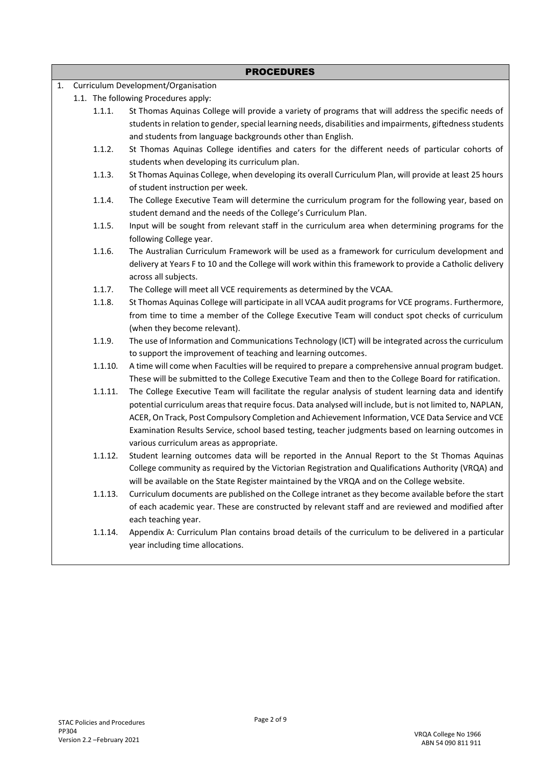## PROCEDURES

1. Curriculum Development/Organisation
   1.1. The following Procedures apply:
      - 1.1.1. St Thomas Aquinas College will provide a variety of programs that will address the specific needs of students in relation to gender, special learning needs, disabilities and impairments, giftedness students and students from language backgrounds other than English.
      - 1.1.2. St Thomas Aquinas College identifies and caters for the different needs of particular cohorts of students when developing its curriculum plan.
      - 1.1.3. St Thomas Aquinas College, when developing its overall Curriculum Plan, will provide at least 25 hours of student instruction per week.
      - 1.1.4. The College Executive Team will determine the curriculum program for the following year, based on student demand and the needs of the College's Curriculum Plan.
      - 1.1.5. Input will be sought from relevant staff in the curriculum area when determining programs for the following College year.
      - 1.1.6. The Australian Curriculum Framework will be used as a framework for curriculum development and delivery at Years F to 10 and the College will work within this framework to provide a Catholic delivery across all subjects.
      - 1.1.7. The College will meet all VCE requirements as determined by the VCAA.
      - 1.1.8. St Thomas Aquinas College will participate in all VCAA audit programs for VCE programs. Furthermore, from time to time a member of the College Executive Team will conduct spot checks of curriculum (when they become relevant).
      - 1.1.9. The use of Information and Communications Technology (ICT) will be integrated across the curriculum to support the improvement of teaching and learning outcomes.
      - 1.1.10. A time will come when Faculties will be required to prepare a comprehensive annual program budget. These will be submitted to the College Executive Team and then to the College Board for ratification.
      - 1.1.11. The College Executive Team will facilitate the regular analysis of student learning data and identify potential curriculum areas that require focus. Data analysed will include, but is not limited to, NAPLAN, ACER, On Track, Post Compulsory Completion and Achievement Information, VCE Data Service and VCE Examination Results Service, school based testing, teacher judgments based on learning outcomes in various curriculum areas as appropriate.
      - 1.1.12. Student learning outcomes data will be reported in the Annual Report to the St Thomas Aquinas College community as required by the Victorian Registration and Qualifications Authority (VRQA) and will be available on the State Register maintained by the VRQA and on the College website.
      - 1.1.13. Curriculum documents are published on the College intranet as they become available before the start of each academic year. These are constructed by relevant staff and are reviewed and modified after each teaching year.
      - 1.1.14. Appendix A: Curriculum Plan contains broad details of the curriculum to be delivered in a particular year including time allocations.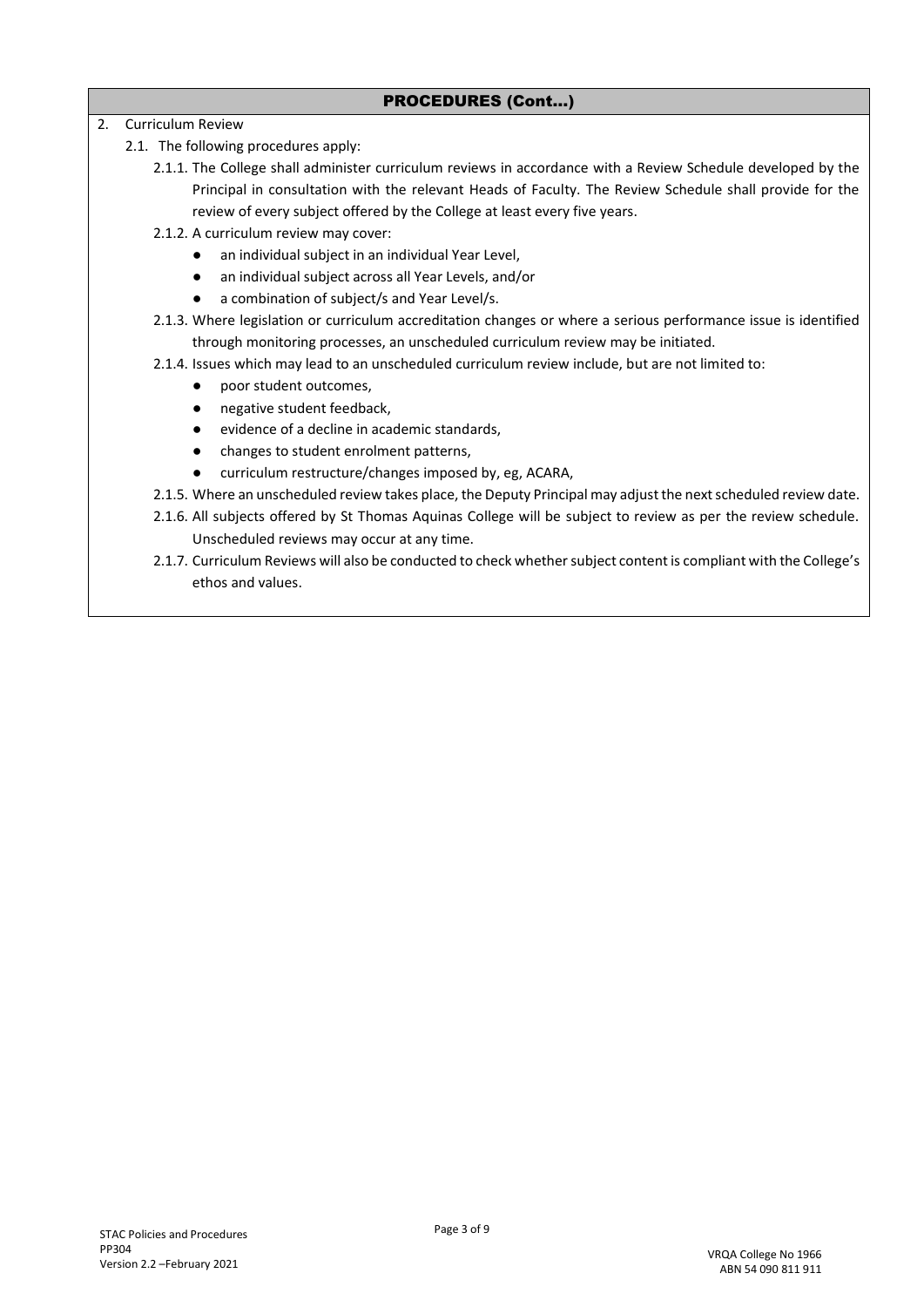## PROCEDURES (Cont…)

2. Curriculum Review
   - 2.1. The following procedures apply:
     - 2.1.1. The College shall administer curriculum reviews in accordance with a Review Schedule developed by the Principal in consultation with the relevant Heads of Faculty. The Review Schedule shall provide for the review of every subject offered by the College at least every five years.
     - 2.1.2. A curriculum review may cover:
       - an individual subject in an individual Year Level,
       - an individual subject across all Year Levels, and/or
       - a combination of subject/s and Year Level/s.
     - 2.1.3. Where legislation or curriculum accreditation changes or where a serious performance issue is identified through monitoring processes, an unscheduled curriculum review may be initiated.
     - 2.1.4. Issues which may lead to an unscheduled curriculum review include, but are not limited to:
       - poor student outcomes,
       - negative student feedback,
       - evidence of a decline in academic standards,
       - changes to student enrolment patterns,
       - curriculum restructure/changes imposed by, eg, ACARA,
     - 2.1.5. Where an unscheduled review takes place, the Deputy Principal may adjust the next scheduled review date.
     - 2.1.6. All subjects offered by St Thomas Aquinas College will be subject to review as per the review schedule. Unscheduled reviews may occur at any time.
     - 2.1.7. Curriculum Reviews will also be conducted to check whether subject content is compliant with the College's ethos and values.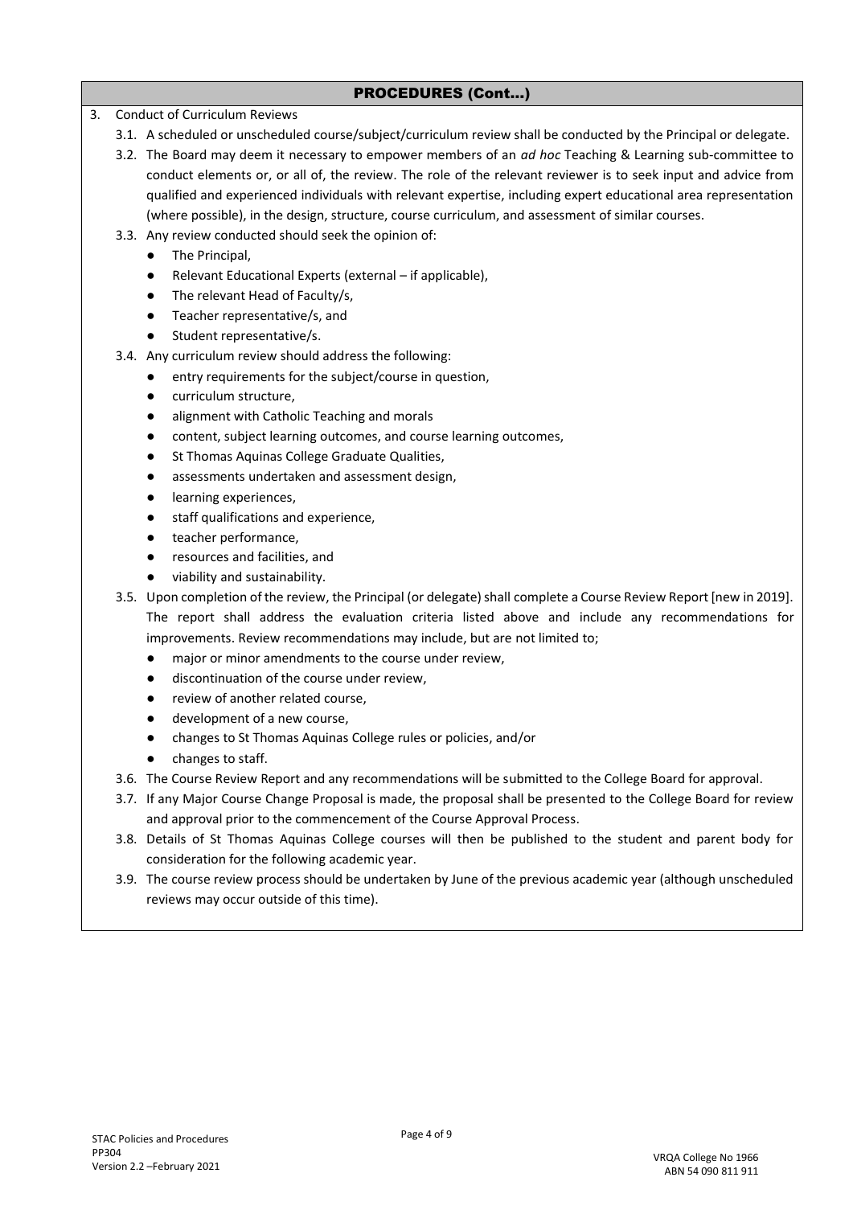## PROCEDURES (Cont…)

3. Conduct of Curriculum Reviews
   - 3.1. A scheduled or unscheduled course/subject/curriculum review shall be conducted by the Principal or delegate.
   - 3.2. The Board may deem it necessary to empower members of an *ad hoc* Teaching & Learning sub-committee to conduct elements or, or all of, the review. The role of the relevant reviewer is to seek input and advice from qualified and experienced individuals with relevant expertise, including expert educational area representation (where possible), in the design, structure, course curriculum, and assessment of similar courses.
   - 3.3. Any review conducted should seek the opinion of:
     - The Principal,
     - Relevant Educational Experts (external – if applicable),
     - The relevant Head of Faculty/s,
     - Teacher representative/s, and
     - Student representative/s.
   - 3.4. Any curriculum review should address the following:
     - entry requirements for the subject/course in question,
     - curriculum structure,
     - alignment with Catholic Teaching and morals
     - content, subject learning outcomes, and course learning outcomes,
     - St Thomas Aquinas College Graduate Qualities,
     - assessments undertaken and assessment design,
     - learning experiences,
     - staff qualifications and experience,
     - teacher performance,
     - resources and facilities, and
     - viability and sustainability.
   - 3.5. Upon completion of the review, the Principal (or delegate) shall complete a Course Review Report [new in 2019]. The report shall address the evaluation criteria listed above and include any recommendations for improvements. Review recommendations may include, but are not limited to;
     - major or minor amendments to the course under review,
     - discontinuation of the course under review,
     - review of another related course,
     - development of a new course,
     - changes to St Thomas Aquinas College rules or policies, and/or
     - changes to staff.
   - 3.6. The Course Review Report and any recommendations will be submitted to the College Board for approval.
   - 3.7. If any Major Course Change Proposal is made, the proposal shall be presented to the College Board for review and approval prior to the commencement of the Course Approval Process.
   - 3.8. Details of St Thomas Aquinas College courses will then be published to the student and parent body for consideration for the following academic year.
   - 3.9. The course review process should be undertaken by June of the previous academic year (although unscheduled reviews may occur outside of this time).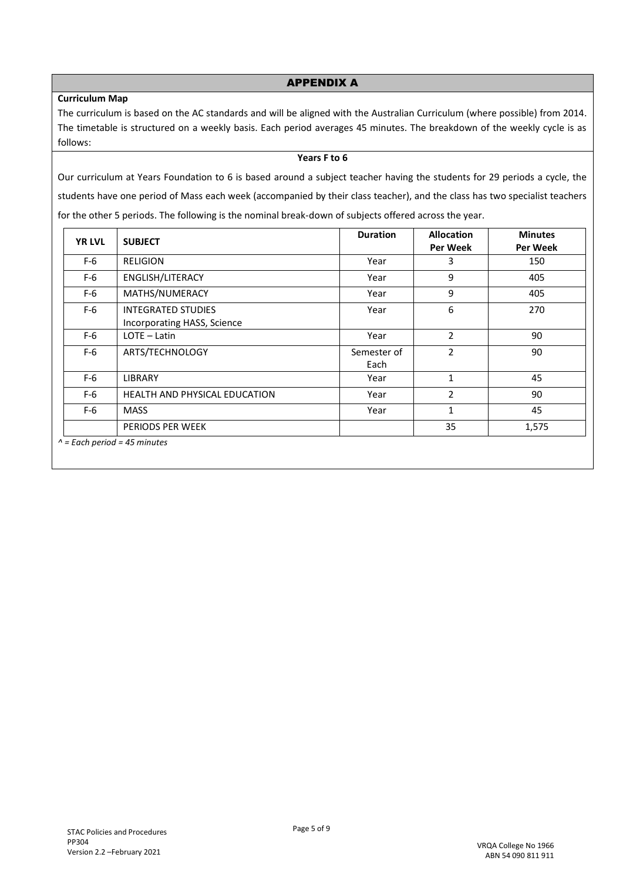## APPENDIX A

**Curriculum Map**

The curriculum is based on the AC standards and will be aligned with the Australian Curriculum (where possible) from 2014. The timetable is structured on a weekly basis. Each period averages 45 minutes. The breakdown of the weekly cycle is as follows:

**Years F to 6**

Our curriculum at Years Foundation to 6 is based around a subject teacher having the students for 29 periods a cycle, the students have one period of Mass each week (accompanied by their class teacher), and the class has two specialist teachers for the other 5 periods. The following is the nominal break-down of subjects offered across the year.

| YR LVL | SUBJECT | Duration | Allocation Per Week | Minutes Per Week |
|---|---|---|---|---|
| F-6 | RELIGION | Year | 3 | 150 |
| F-6 | ENGLISH/LITERACY | Year | 9 | 405 |
| F-6 | MATHS/NUMERACY | Year | 9 | 405 |
| F-6 | INTEGRATED STUDIES Incorporating HASS, Science | Year | 6 | 270 |
| F-6 | LOTE – Latin | Year | 2 | 90 |
| F-6 | ARTS/TECHNOLOGY | Semester of Each | 2 | 90 |
| F-6 | LIBRARY | Year | 1 | 45 |
| F-6 | HEALTH AND PHYSICAL EDUCATION | Year | 2 | 90 |
| F-6 | MASS | Year | 1 | 45 |
| | PERIODS PER WEEK | | 35 | 1,575 |

*^ = Each period = 45 minutes*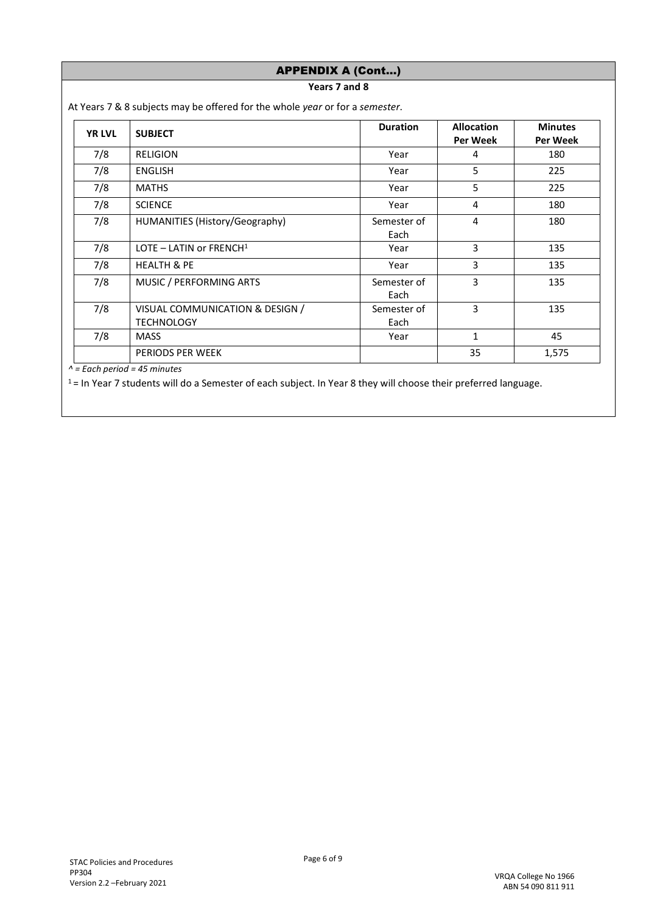## APPENDIX A (Cont…)

### Years 7 and 8

At Years 7 & 8 subjects may be offered for the whole *year* or for a *semester*.

| YR LVL | SUBJECT | Duration | Allocation Per Week | Minutes Per Week |
|---|---|---|---|---|
| 7/8 | RELIGION | Year | 4 | 180 |
| 7/8 | ENGLISH | Year | 5 | 225 |
| 7/8 | MATHS | Year | 5 | 225 |
| 7/8 | SCIENCE | Year | 4 | 180 |
| 7/8 | HUMANITIES (History/Geography) | Semester of Each | 4 | 180 |
| 7/8 | LOTE – LATIN or FRENCH[1] | Year | 3 | 135 |
| 7/8 | HEALTH & PE | Year | 3 | 135 |
| 7/8 | MUSIC / PERFORMING ARTS | Semester of Each | 3 | 135 |
| 7/8 | VISUAL COMMUNICATION & DESIGN / TECHNOLOGY | Semester of Each | 3 | 135 |
| 7/8 | MASS | Year | 1 | 45 |
| | PERIODS PER WEEK | | 35 | 1,575 |

*^ = Each period = 45 minutes*

[1] = In Year 7 students will do a Semester of each subject. In Year 8 they will choose their preferred language.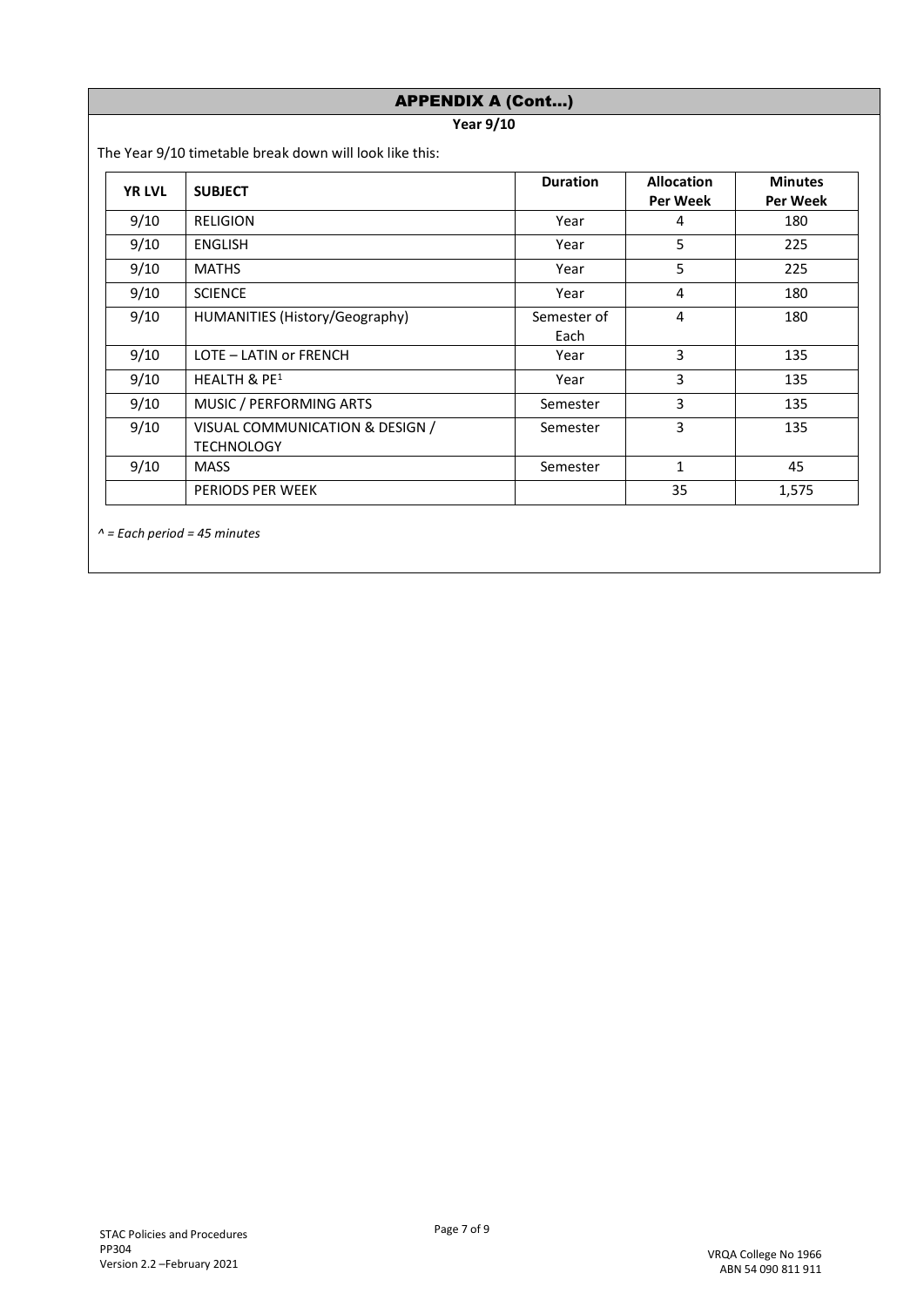## APPENDIX A (Cont...)

**Year 9/10**

The Year 9/10 timetable break down will look like this:

| YR LVL | SUBJECT | Duration | Allocation Per Week | Minutes Per Week |
|---|---|---|---|---|
| 9/10 | RELIGION | Year | 4 | 180 |
| 9/10 | ENGLISH | Year | 5 | 225 |
| 9/10 | MATHS | Year | 5 | 225 |
| 9/10 | SCIENCE | Year | 4 | 180 |
| 9/10 | HUMANITIES (History/Geography) | Semester of Each | 4 | 180 |
| 9/10 | LOTE – LATIN or FRENCH | Year | 3 | 135 |
| 9/10 | HEALTH & PE[1] | Year | 3 | 135 |
| 9/10 | MUSIC / PERFORMING ARTS | Semester | 3 | 135 |
| 9/10 | VISUAL COMMUNICATION & DESIGN / TECHNOLOGY | Semester | 3 | 135 |
| 9/10 | MASS | Semester | 1 | 45 |
| | PERIODS PER WEEK | | 35 | 1,575 |

*^ = Each period = 45 minutes*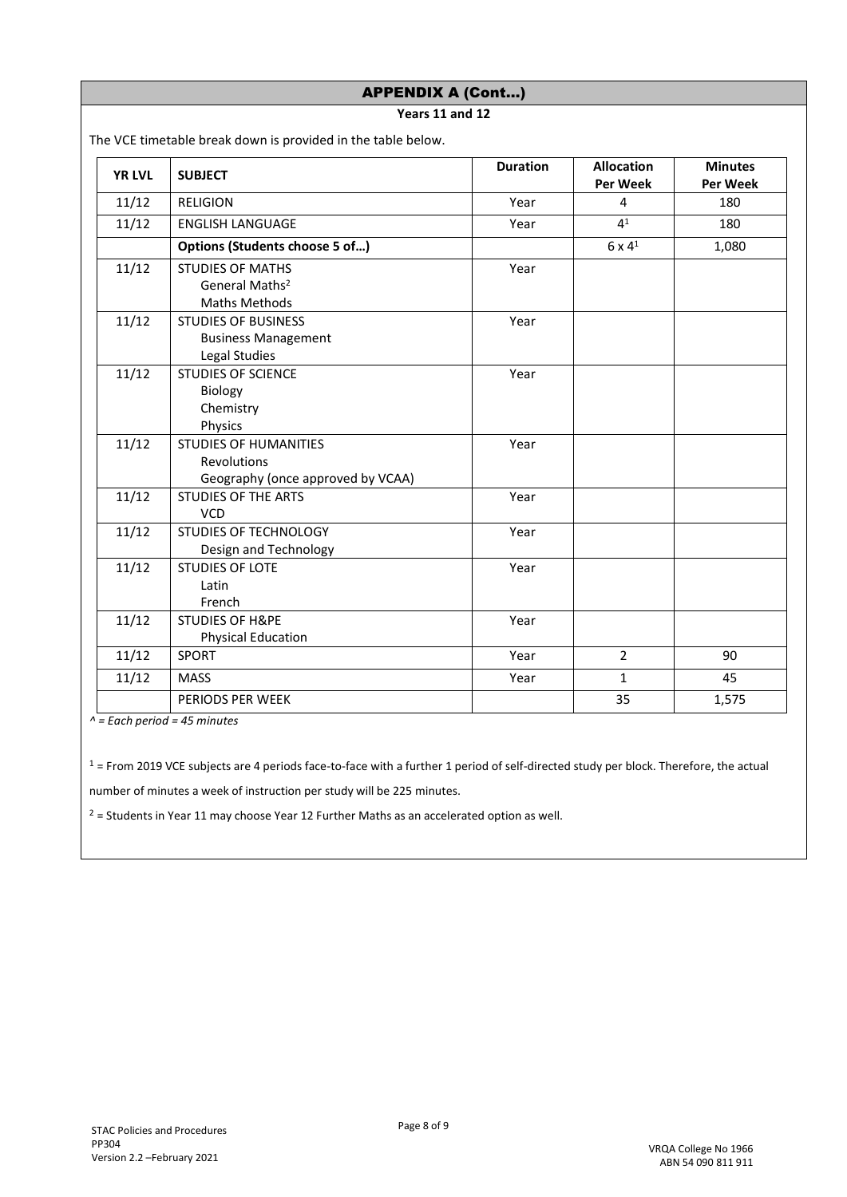## APPENDIX A (Cont…)

### Years 11 and 12

The VCE timetable break down is provided in the table below.

| YR LVL | SUBJECT | Duration | Allocation Per Week | Minutes Per Week |
|---|---|---|---|---|
| 11/12 | RELIGION | Year | 4 | 180 |
| 11/12 | ENGLISH LANGUAGE | Year | 4[1] | 180 |
| | **Options (Students choose 5 of…)** | | 6 x 4[1] | 1,080 |
| 11/12 | STUDIES OF MATHS<br>General Maths[2]<br>Maths Methods | Year | | |
| 11/12 | STUDIES OF BUSINESS<br>Business Management<br>Legal Studies | Year | | |
| 11/12 | STUDIES OF SCIENCE<br>Biology<br>Chemistry<br>Physics | Year | | |
| 11/12 | STUDIES OF HUMANITIES<br>Revolutions<br>Geography (once approved by VCAA) | Year | | |
| 11/12 | STUDIES OF THE ARTS<br>VCD | Year | | |
| 11/12 | STUDIES OF TECHNOLOGY<br>Design and Technology | Year | | |
| 11/12 | STUDIES OF LOTE<br>Latin<br>French | Year | | |
| 11/12 | STUDIES OF H&PE<br>Physical Education | Year | | |
| 11/12 | SPORT | Year | 2 | 90 |
| 11/12 | MASS | Year | 1 | 45 |
| | PERIODS PER WEEK | | 35 | 1,575 |

*^ = Each period = 45 minutes*

[1] = From 2019 VCE subjects are 4 periods face-to-face with a further 1 period of self-directed study per block. Therefore, the actual number of minutes a week of instruction per study will be 225 minutes.

[2] = Students in Year 11 may choose Year 12 Further Maths as an accelerated option as well.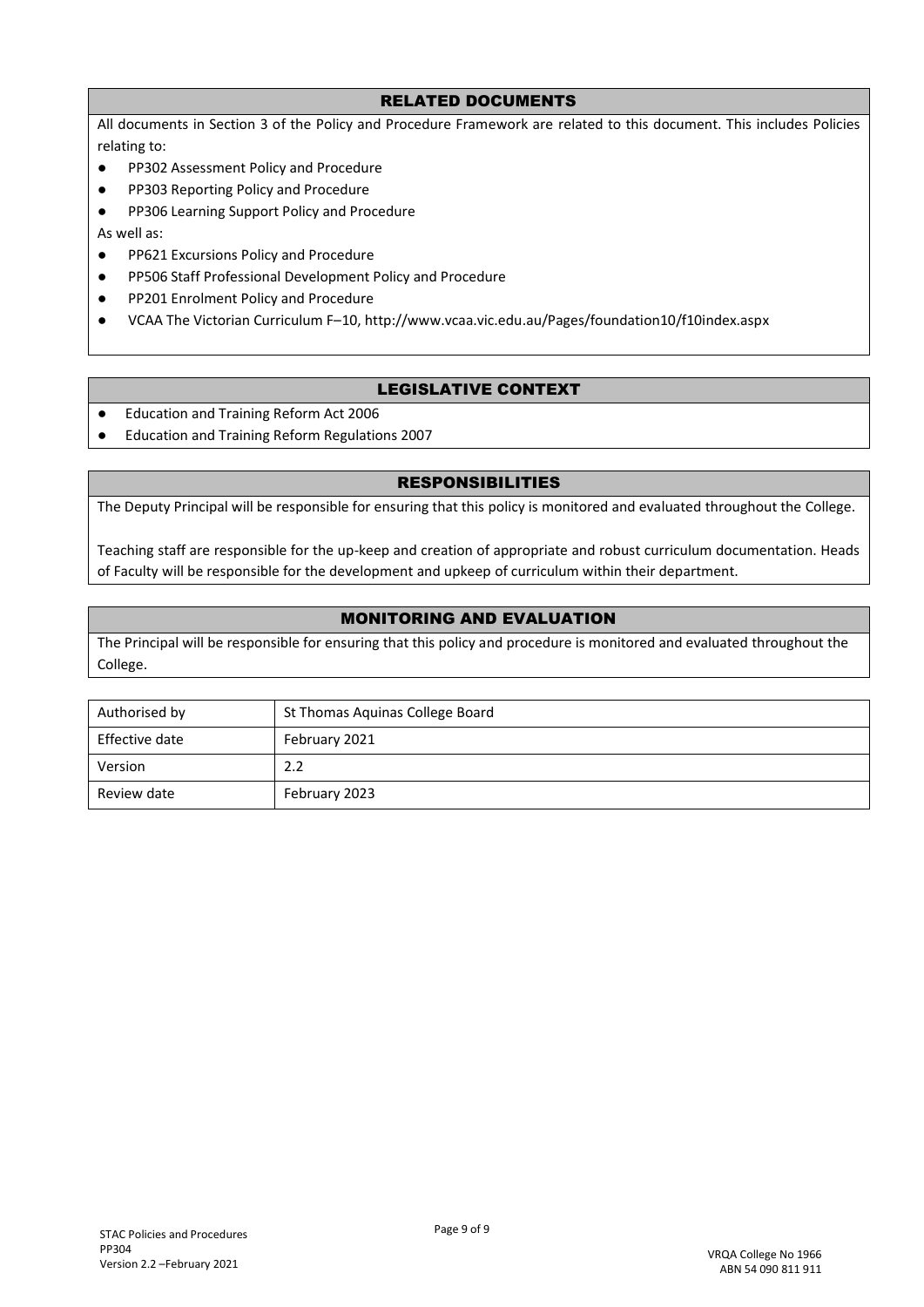## RELATED DOCUMENTS

All documents in Section 3 of the Policy and Procedure Framework are related to this document. This includes Policies relating to:

- PP302 Assessment Policy and Procedure
- PP303 Reporting Policy and Procedure
- PP306 Learning Support Policy and Procedure

As well as:

- PP621 Excursions Policy and Procedure
- PP506 Staff Professional Development Policy and Procedure
- PP201 Enrolment Policy and Procedure
- VCAA The Victorian Curriculum F–10, http://www.vcaa.vic.edu.au/Pages/foundation10/f10index.aspx

## LEGISLATIVE CONTEXT

- Education and Training Reform Act 2006
- Education and Training Reform Regulations 2007

## RESPONSIBILITIES

The Deputy Principal will be responsible for ensuring that this policy is monitored and evaluated throughout the College.

Teaching staff are responsible for the up-keep and creation of appropriate and robust curriculum documentation. Heads of Faculty will be responsible for the development and upkeep of curriculum within their department.

## MONITORING AND EVALUATION

The Principal will be responsible for ensuring that this policy and procedure is monitored and evaluated throughout the College.

| | |
|---|---|
| Authorised by | St Thomas Aquinas College Board |
| Effective date | February 2021 |
| Version | 2.2 |
| Review date | February 2023 |